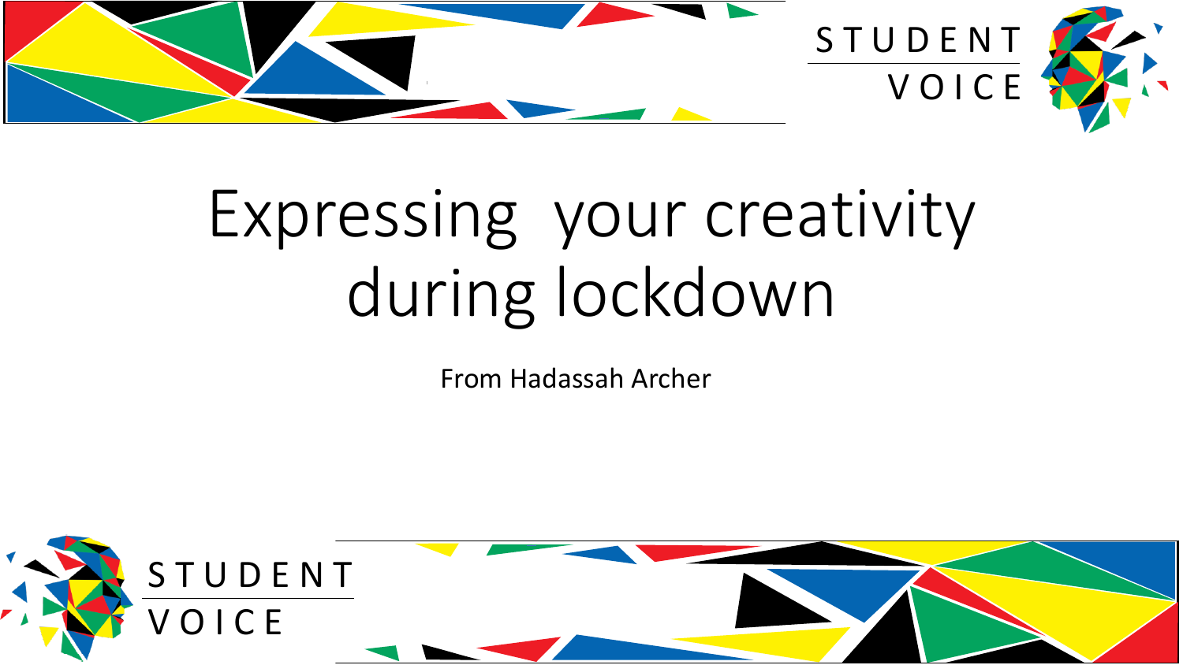STUDENT VOICE

# Expressing your creativity during lockdown

From Hadassah Archer

STUDENT VOICE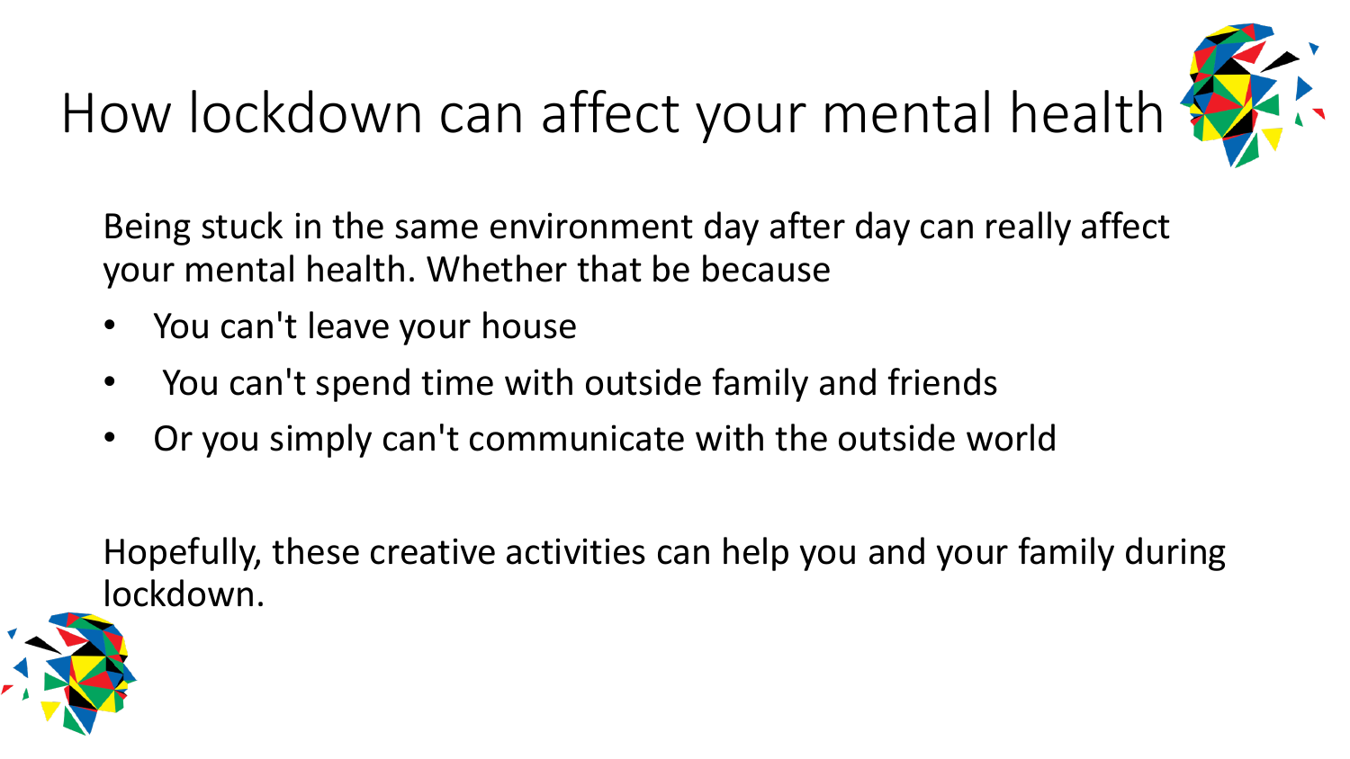# How lockdown can affect your mental health

Being stuck in the same environment day after day can really affect your mental health. Whether that be because

- You can't leave your house
- You can't spend time with outside family and friends
- Or you simply can't communicate with the outside world

Hopefully, these creative activities can help you and your family during lockdown.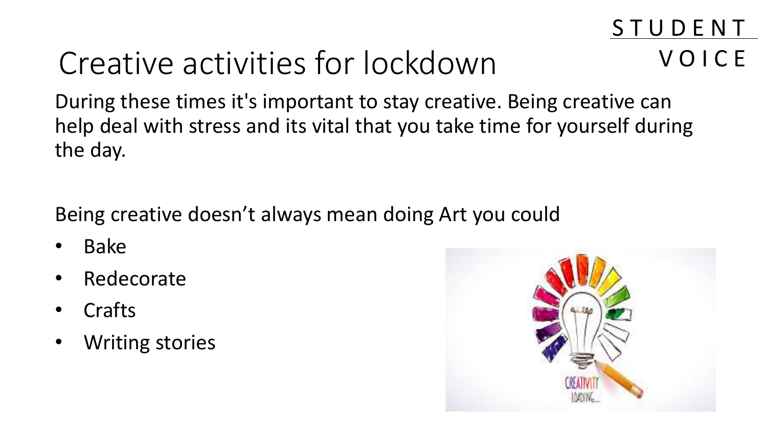STUDENT VOICE

# Creative activities for lockdown

During these times it's important to stay creative. Being creative can help deal with stress and its vital that you take time for yourself during the day.

Being creative doesn't always mean doing Art you could

- Bake
- Redecorate
- Crafts
- Writing stories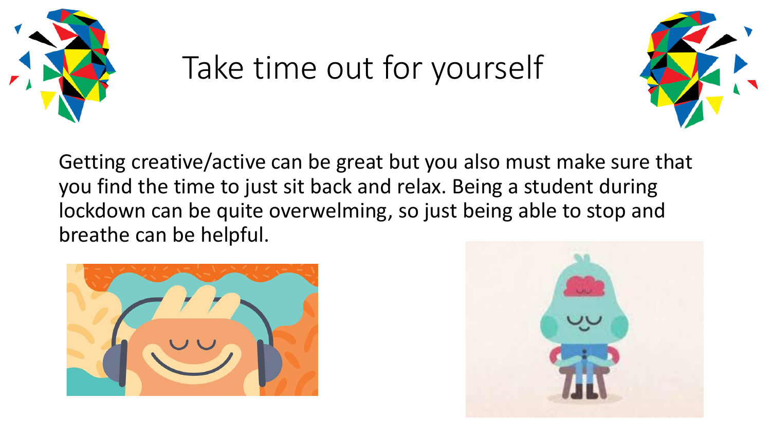# Take time out for yourself

Getting creative/active can be great but you also must make sure that you find the time to just sit back and relax. Being a student during lockdown can be quite overwelming, so just being able to stop and breathe can be helpful.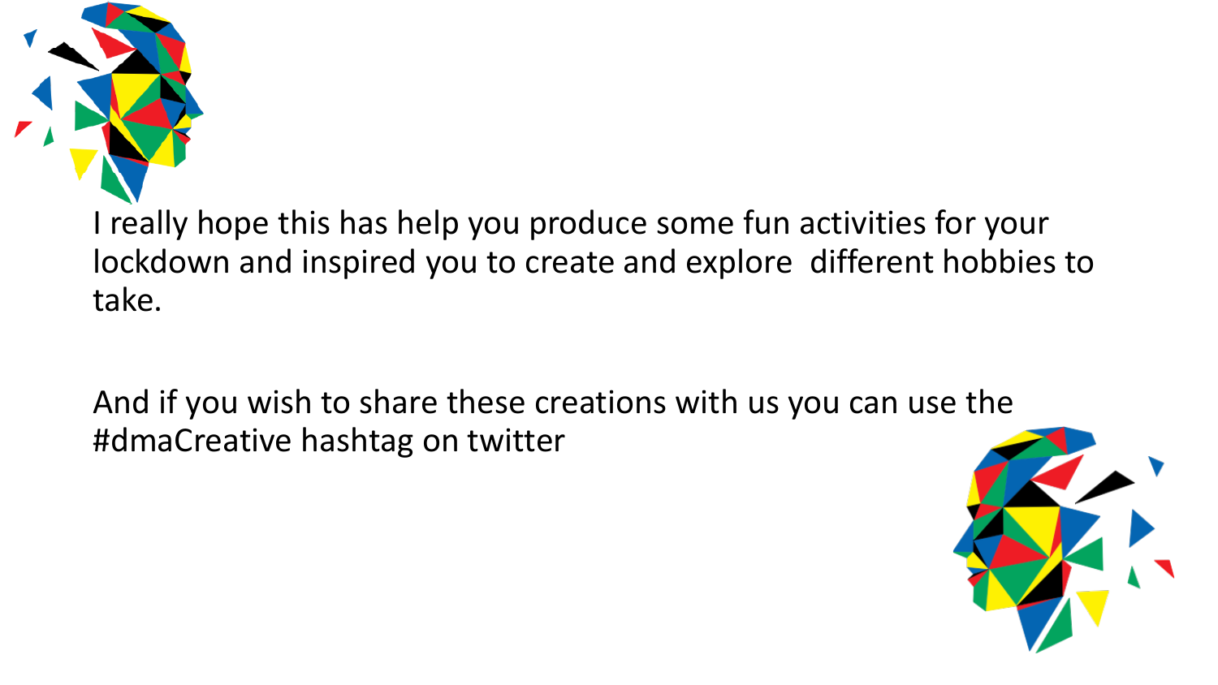I really hope this has help you produce some fun activities for your lockdown and inspired you to create and explore  different hobbies to take.

And if you wish to share these creations with us you can use the #dmaCreative hashtag on twitter